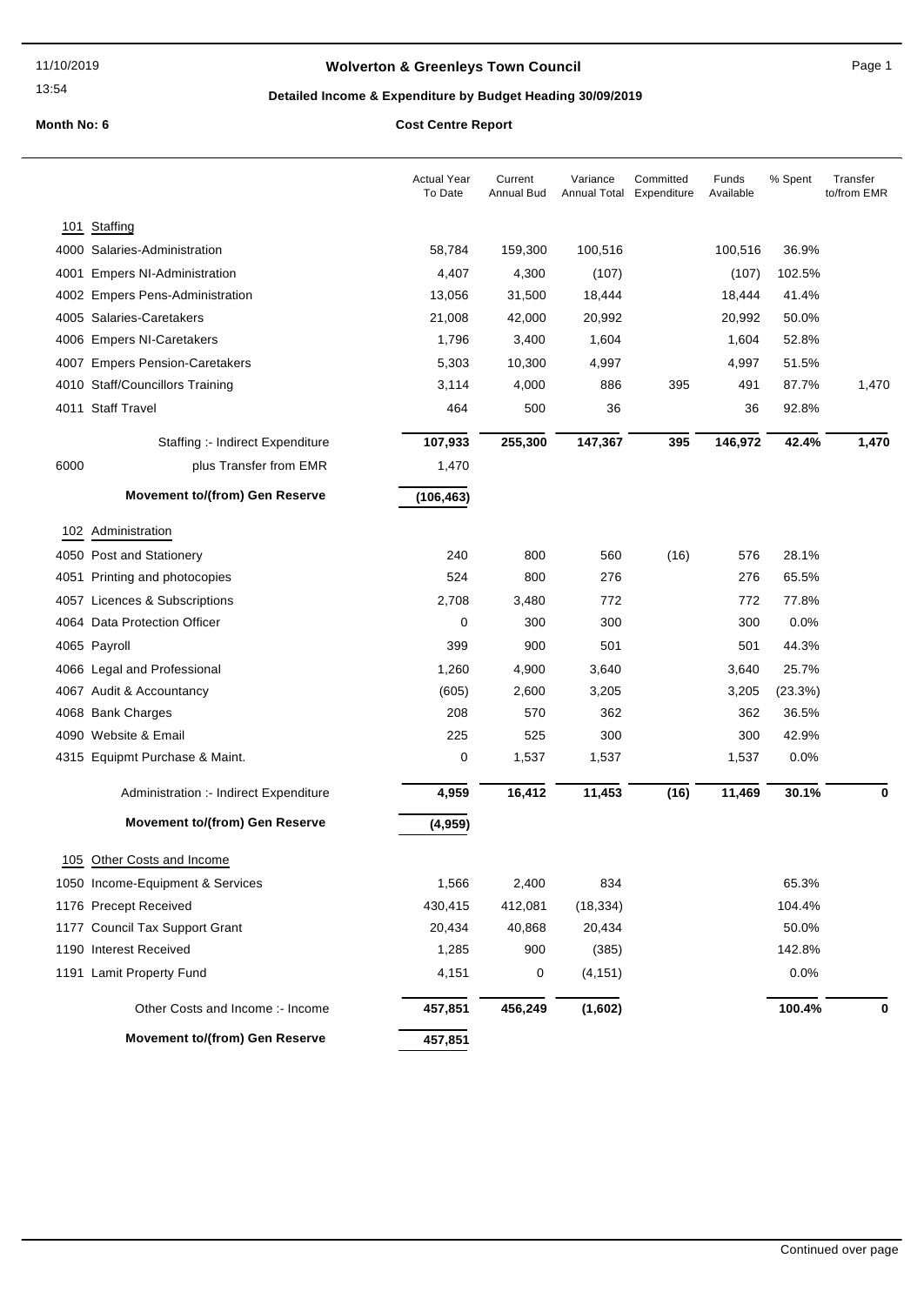# Wolverton & Greenleys Town Council

## Detailed Income & Expenditure by Budget Heading 30/09/2019

**Month No: 6**

**Cost Centre Report**

| | | Actual Year To Date | Current Annual Bud | Variance Annual Total | Committed Expenditure | Funds Available | % Spent | Transfer to/from EMR |
|---|---|---|---|---|---|---|---|---|
| **101** | **Staffing** | | | | | | | |
| 4000 | Salaries-Administration | 58,784 | 159,300 | 100,516 | | 100,516 | 36.9% | |
| 4001 | Empers NI-Administration | 4,407 | 4,300 | (107) | | (107) | 102.5% | |
| 4002 | Empers Pens-Administration | 13,056 | 31,500 | 18,444 | | 18,444 | 41.4% | |
| 4005 | Salaries-Caretakers | 21,008 | 42,000 | 20,992 | | 20,992 | 50.0% | |
| 4006 | Empers NI-Caretakers | 1,796 | 3,400 | 1,604 | | 1,604 | 52.8% | |
| 4007 | Empers Pension-Caretakers | 5,303 | 10,300 | 4,997 | | 4,997 | 51.5% | |
| 4010 | Staff/Councillors Training | 3,114 | 4,000 | 886 | 395 | 491 | 87.7% | 1,470 |
| 4011 | Staff Travel | 464 | 500 | 36 | | 36 | 92.8% | |
| | Staffing :- Indirect Expenditure | **107,933** | **255,300** | **147,367** | **395** | **146,972** | **42.4%** | **1,470** |
| 6000 | plus Transfer from EMR | 1,470 | | | | | | |
| | **Movement to/(from) Gen Reserve** | **(106,463)** | | | | | | |
| **102** | **Administration** | | | | | | | |
| 4050 | Post and Stationery | 240 | 800 | 560 | (16) | 576 | 28.1% | |
| 4051 | Printing and photocopies | 524 | 800 | 276 | | 276 | 65.5% | |
| 4057 | Licences & Subscriptions | 2,708 | 3,480 | 772 | | 772 | 77.8% | |
| 4064 | Data Protection Officer | 0 | 300 | 300 | | 300 | 0.0% | |
| 4065 | Payroll | 399 | 900 | 501 | | 501 | 44.3% | |
| 4066 | Legal and Professional | 1,260 | 4,900 | 3,640 | | 3,640 | 25.7% | |
| 4067 | Audit & Accountancy | (605) | 2,600 | 3,205 | | 3,205 | (23.3%) | |
| 4068 | Bank Charges | 208 | 570 | 362 | | 362 | 36.5% | |
| 4090 | Website & Email | 225 | 525 | 300 | | 300 | 42.9% | |
| 4315 | Equipmt Purchase & Maint. | 0 | 1,537 | 1,537 | | 1,537 | 0.0% | |
| | Administration :- Indirect Expenditure | **4,959** | **16,412** | **11,453** | **(16)** | **11,469** | **30.1%** | **0** |
| | **Movement to/(from) Gen Reserve** | **(4,959)** | | | | | | |
| **105** | **Other Costs and Income** | | | | | | | |
| 1050 | Income-Equipment & Services | 1,566 | 2,400 | 834 | | | 65.3% | |
| 1176 | Precept Received | 430,415 | 412,081 | (18,334) | | | 104.4% | |
| 1177 | Council Tax Support Grant | 20,434 | 40,868 | 20,434 | | | 50.0% | |
| 1190 | Interest Received | 1,285 | 900 | (385) | | | 142.8% | |
| 1191 | Lamit Property Fund | 4,151 | 0 | (4,151) | | | 0.0% | |
| | Other Costs and Income :- Income | **457,851** | **456,249** | **(1,602)** | | | **100.4%** | **0** |
| | **Movement to/(from) Gen Reserve** | **457,851** | | | | | | |

Continued over page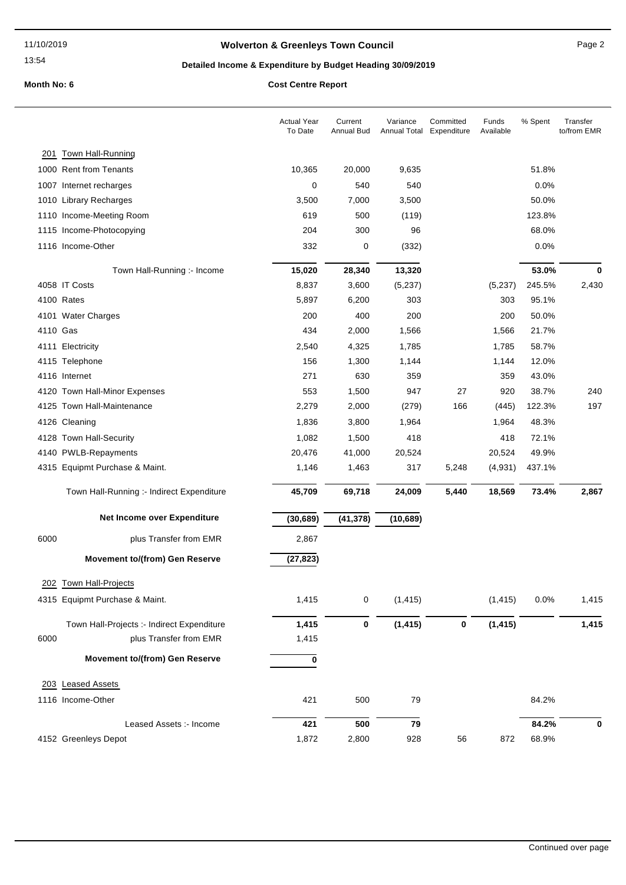# Wolverton & Greenleys Town Council

## Detailed Income & Expenditure by Budget Heading 30/09/2019

**Month No: 6**

**Cost Centre Report**

| | Actual Year To Date | Current Annual Bud | Variance Annual Total | Committed Expenditure | Funds Available | % Spent | Transfer to/from EMR |
|---|---|---|---|---|---|---|---|
| **201 Town Hall-Running** | | | | | | | |
| 1000 Rent from Tenants | 10,365 | 20,000 | 9,635 | | | 51.8% | |
| 1007 Internet recharges | 0 | 540 | 540 | | | 0.0% | |
| 1010 Library Recharges | 3,500 | 7,000 | 3,500 | | | 50.0% | |
| 1110 Income-Meeting Room | 619 | 500 | (119) | | | 123.8% | |
| 1115 Income-Photocopying | 204 | 300 | 96 | | | 68.0% | |
| 1116 Income-Other | 332 | 0 | (332) | | | 0.0% | |
| Town Hall-Running :- Income | **15,020** | **28,340** | **13,320** | | | **53.0%** | **0** |
| 4058 IT Costs | 8,837 | 3,600 | (5,237) | | (5,237) | 245.5% | 2,430 |
| 4100 Rates | 5,897 | 6,200 | 303 | | 303 | 95.1% | |
| 4101 Water Charges | 200 | 400 | 200 | | 200 | 50.0% | |
| 4110 Gas | 434 | 2,000 | 1,566 | | 1,566 | 21.7% | |
| 4111 Electricity | 2,540 | 4,325 | 1,785 | | 1,785 | 58.7% | |
| 4115 Telephone | 156 | 1,300 | 1,144 | | 1,144 | 12.0% | |
| 4116 Internet | 271 | 630 | 359 | | 359 | 43.0% | |
| 4120 Town Hall-Minor Expenses | 553 | 1,500 | 947 | 27 | 920 | 38.7% | 240 |
| 4125 Town Hall-Maintenance | 2,279 | 2,000 | (279) | 166 | (445) | 122.3% | 197 |
| 4126 Cleaning | 1,836 | 3,800 | 1,964 | | 1,964 | 48.3% | |
| 4128 Town Hall-Security | 1,082 | 1,500 | 418 | | 418 | 72.1% | |
| 4140 PWLB-Repayments | 20,476 | 41,000 | 20,524 | | 20,524 | 49.9% | |
| 4315 Equipmt Purchase & Maint. | 1,146 | 1,463 | 317 | 5,248 | (4,931) | 437.1% | |
| Town Hall-Running :- Indirect Expenditure | **45,709** | **69,718** | **24,009** | **5,440** | **18,569** | **73.4%** | **2,867** |
| **Net Income over Expenditure** | **(30,689)** | **(41,378)** | **(10,689)** | | | | |
| 6000 plus Transfer from EMR | 2,867 | | | | | | |
| **Movement to/(from) Gen Reserve** | **(27,823)** | | | | | | |
| **202 Town Hall-Projects** | | | | | | | |
| 4315 Equipmt Purchase & Maint. | 1,415 | 0 | (1,415) | | (1,415) | 0.0% | 1,415 |
| Town Hall-Projects :- Indirect Expenditure | **1,415** | **0** | **(1,415)** | **0** | **(1,415)** | | **1,415** |
| 6000 plus Transfer from EMR | 1,415 | | | | | | |
| **Movement to/(from) Gen Reserve** | **0** | | | | | | |
| **203 Leased Assets** | | | | | | | |
| 1116 Income-Other | 421 | 500 | 79 | | | 84.2% | |
| Leased Assets :- Income | **421** | **500** | **79** | | | **84.2%** | **0** |
| 4152 Greenleys Depot | 1,872 | 2,800 | 928 | 56 | 872 | 68.9% | |

Continued over page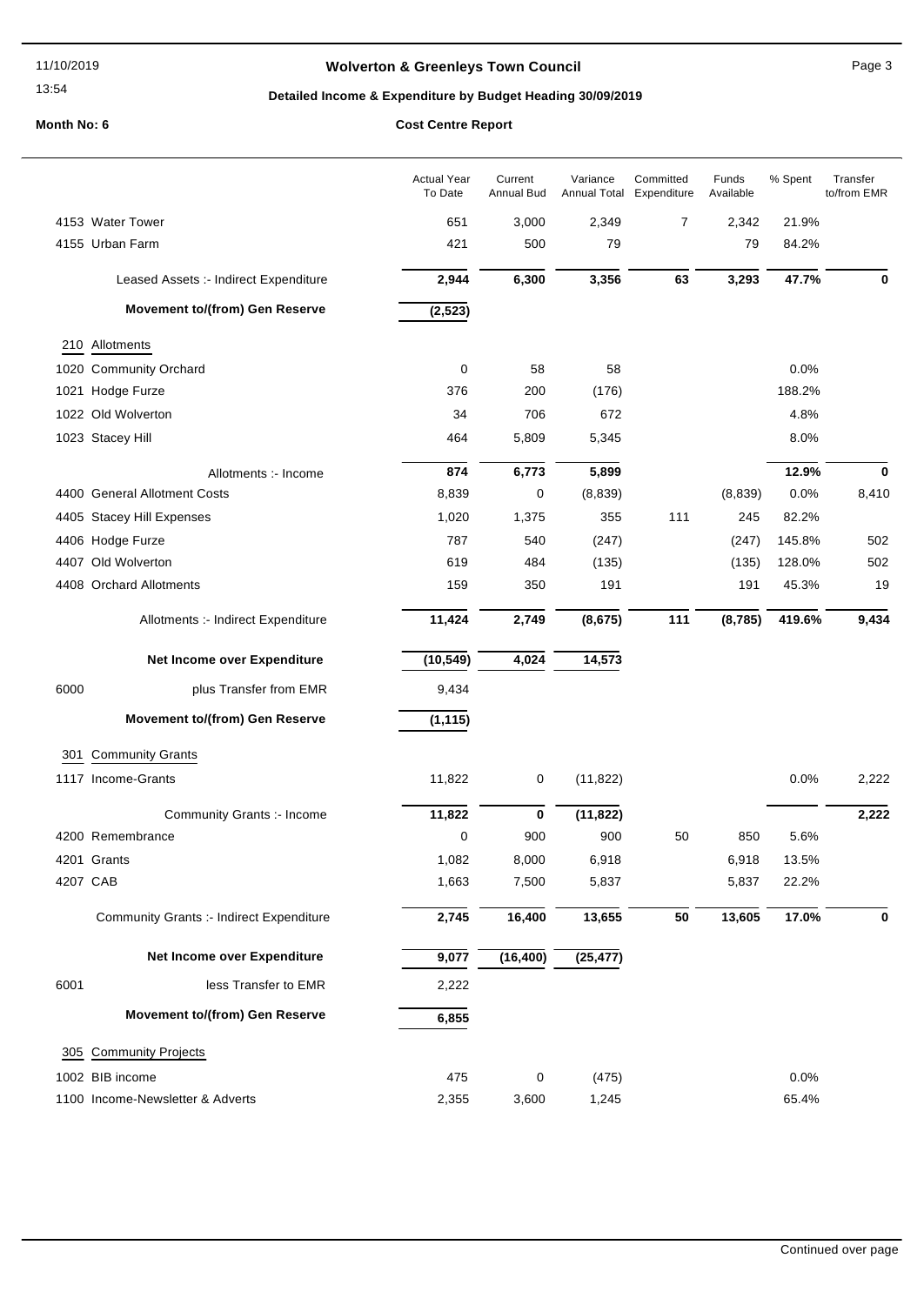# Wolverton & Greenleys Town Council

## Detailed Income & Expenditure by Budget Heading 30/09/2019

**Month No: 6** — **Cost Centre Report**

| | | Actual Year To Date | Current Annual Bud | Variance Annual Total | Committed Expenditure | Funds Available | % Spent | Transfer to/from EMR |
|---|---|---|---|---|---|---|---|---|
| 4153 | Water Tower | 651 | 3,000 | 2,349 | 7 | 2,342 | 21.9% | |
| 4155 | Urban Farm | 421 | 500 | 79 | | 79 | 84.2% | |
| | **Leased Assets :- Indirect Expenditure** | **2,944** | **6,300** | **3,356** | **63** | **3,293** | **47.7%** | **0** |
| | **Movement to/(from) Gen Reserve** | **(2,523)** | | | | | | |
| **210** | **Allotments** | | | | | | | |
| 1020 | Community Orchard | 0 | 58 | 58 | | | 0.0% | |
| 1021 | Hodge Furze | 376 | 200 | (176) | | | 188.2% | |
| 1022 | Old Wolverton | 34 | 706 | 672 | | | 4.8% | |
| 1023 | Stacey Hill | 464 | 5,809 | 5,345 | | | 8.0% | |
| | **Allotments :- Income** | **874** | **6,773** | **5,899** | | | **12.9%** | **0** |
| 4400 | General Allotment Costs | 8,839 | 0 | (8,839) | | (8,839) | 0.0% | 8,410 |
| 4405 | Stacey Hill Expenses | 1,020 | 1,375 | 355 | 111 | 245 | 82.2% | |
| 4406 | Hodge Furze | 787 | 540 | (247) | | (247) | 145.8% | 502 |
| 4407 | Old Wolverton | 619 | 484 | (135) | | (135) | 128.0% | 502 |
| 4408 | Orchard Allotments | 159 | 350 | 191 | | 191 | 45.3% | 19 |
| | **Allotments :- Indirect Expenditure** | **11,424** | **2,749** | **(8,675)** | **111** | **(8,785)** | **419.6%** | **9,434** |
| | **Net Income over Expenditure** | **(10,549)** | **4,024** | **14,573** | | | | |
| 6000 | plus Transfer from EMR | 9,434 | | | | | | |
| | **Movement to/(from) Gen Reserve** | **(1,115)** | | | | | | |
| **301** | **Community Grants** | | | | | | | |
| 1117 | Income-Grants | 11,822 | 0 | (11,822) | | | 0.0% | 2,222 |
| | **Community Grants :- Income** | **11,822** | **0** | **(11,822)** | | | | **2,222** |
| 4200 | Remembrance | 0 | 900 | 900 | 50 | 850 | 5.6% | |
| 4201 | Grants | 1,082 | 8,000 | 6,918 | | 6,918 | 13.5% | |
| 4207 | CAB | 1,663 | 7,500 | 5,837 | | 5,837 | 22.2% | |
| | **Community Grants :- Indirect Expenditure** | **2,745** | **16,400** | **13,655** | **50** | **13,605** | **17.0%** | **0** |
| | **Net Income over Expenditure** | **9,077** | **(16,400)** | **(25,477)** | | | | |
| 6001 | less Transfer to EMR | 2,222 | | | | | | |
| | **Movement to/(from) Gen Reserve** | **6,855** | | | | | | |
| **305** | **Community Projects** | | | | | | | |
| 1002 | BIB income | 475 | 0 | (475) | | | 0.0% | |
| 1100 | Income-Newsletter & Adverts | 2,355 | 3,600 | 1,245 | | | 65.4% | |

Continued over page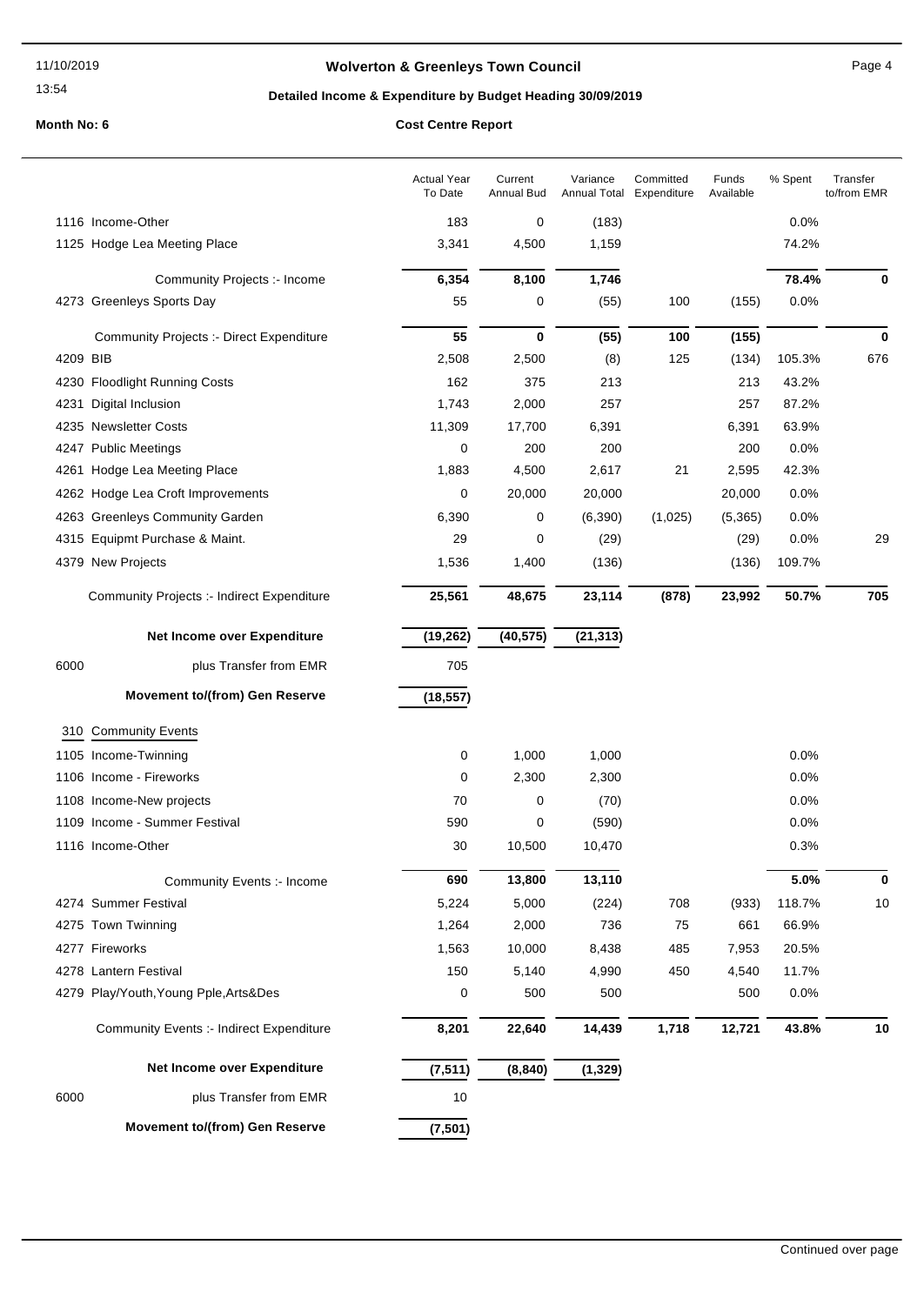**Wolverton & Greenleys Town Council**

**Detailed Income & Expenditure by Budget Heading 30/09/2019**

**Month No: 6** **Cost Centre Report**

| | Actual Year To Date | Current Annual Bud | Variance Annual Total | Committed Expenditure | Funds Available | % Spent | Transfer to/from EMR |
|---|---|---|---|---|---|---|---|
| 1116 Income-Other | 183 | 0 | (183) | | | 0.0% | |
| 1125 Hodge Lea Meeting Place | 3,341 | 4,500 | 1,159 | | | 74.2% | |
| Community Projects :- Income | **6,354** | **8,100** | **1,746** | | | **78.4%** | **0** |
| 4273 Greenleys Sports Day | 55 | 0 | (55) | 100 | (155) | 0.0% | |
| Community Projects :- Direct Expenditure | **55** | **0** | **(55)** | **100** | **(155)** | | **0** |
| 4209 BIB | 2,508 | 2,500 | (8) | 125 | (134) | 105.3% | 676 |
| 4230 Floodlight Running Costs | 162 | 375 | 213 | | 213 | 43.2% | |
| 4231 Digital Inclusion | 1,743 | 2,000 | 257 | | 257 | 87.2% | |
| 4235 Newsletter Costs | 11,309 | 17,700 | 6,391 | | 6,391 | 63.9% | |
| 4247 Public Meetings | 0 | 200 | 200 | | 200 | 0.0% | |
| 4261 Hodge Lea Meeting Place | 1,883 | 4,500 | 2,617 | 21 | 2,595 | 42.3% | |
| 4262 Hodge Lea Croft Improvements | 0 | 20,000 | 20,000 | | 20,000 | 0.0% | |
| 4263 Greenleys Community Garden | 6,390 | 0 | (6,390) | (1,025) | (5,365) | 0.0% | |
| 4315 Equipmt Purchase & Maint. | 29 | 0 | (29) | | (29) | 0.0% | 29 |
| 4379 New Projects | 1,536 | 1,400 | (136) | | (136) | 109.7% | |
| Community Projects :- Indirect Expenditure | **25,561** | **48,675** | **23,114** | **(878)** | **23,992** | **50.7%** | **705** |
| **Net Income over Expenditure** | **(19,262)** | **(40,575)** | **(21,313)** | | | | |
| 6000 plus Transfer from EMR | 705 | | | | | | |
| **Movement to/(from) Gen Reserve** | **(18,557)** | | | | | | |

**310 Community Events**

| | Actual Year To Date | Current Annual Bud | Variance Annual Total | Committed Expenditure | Funds Available | % Spent | Transfer to/from EMR |
|---|---|---|---|---|---|---|---|
| 1105 Income-Twinning | 0 | 1,000 | 1,000 | | | 0.0% | |
| 1106 Income - Fireworks | 0 | 2,300 | 2,300 | | | 0.0% | |
| 1108 Income-New projects | 70 | 0 | (70) | | | 0.0% | |
| 1109 Income - Summer Festival | 590 | 0 | (590) | | | 0.0% | |
| 1116 Income-Other | 30 | 10,500 | 10,470 | | | 0.3% | |
| Community Events :- Income | **690** | **13,800** | **13,110** | | | **5.0%** | **0** |
| 4274 Summer Festival | 5,224 | 5,000 | (224) | 708 | (933) | 118.7% | 10 |
| 4275 Town Twinning | 1,264 | 2,000 | 736 | 75 | 661 | 66.9% | |
| 4277 Fireworks | 1,563 | 10,000 | 8,438 | 485 | 7,953 | 20.5% | |
| 4278 Lantern Festival | 150 | 5,140 | 4,990 | 450 | 4,540 | 11.7% | |
| 4279 Play/Youth,Young Pple,Arts&Des | 0 | 500 | 500 | | 500 | 0.0% | |
| Community Events :- Indirect Expenditure | **8,201** | **22,640** | **14,439** | **1,718** | **12,721** | **43.8%** | **10** |
| **Net Income over Expenditure** | **(7,511)** | **(8,840)** | **(1,329)** | | | | |
| 6000 plus Transfer from EMR | 10 | | | | | | |
| **Movement to/(from) Gen Reserve** | **(7,501)** | | | | | | |

Continued over page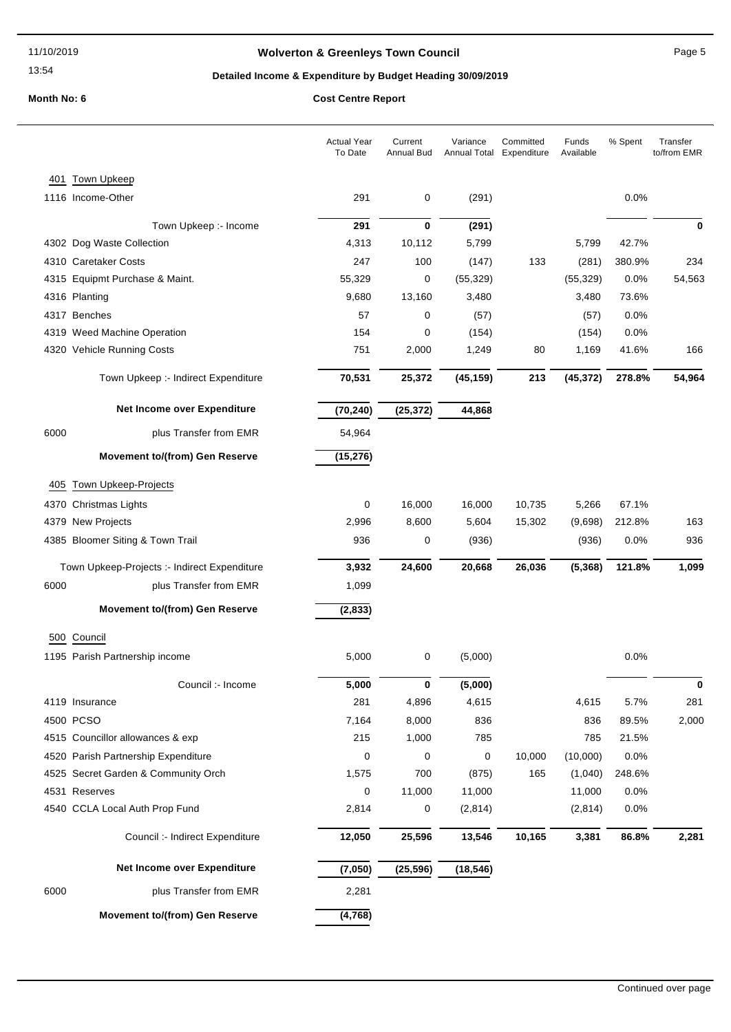# Wolverton & Greenleys Town Council

## Detailed Income & Expenditure by Budget Heading 30/09/2019

**Month No: 6** — **Cost Centre Report**

| | Actual Year To Date | Current Annual Bud | Variance Annual Total | Committed Expenditure | Funds Available | % Spent | Transfer to/from EMR |
|---|---|---|---|---|---|---|---|
| **401 Town Upkeep** | | | | | | | |
| 1116 Income-Other | 291 | 0 | (291) | | | 0.0% | |
| Town Upkeep :- Income | **291** | **0** | **(291)** | | | | **0** |
| 4302 Dog Waste Collection | 4,313 | 10,112 | 5,799 | | 5,799 | 42.7% | |
| 4310 Caretaker Costs | 247 | 100 | (147) | 133 | (281) | 380.9% | 234 |
| 4315 Equipmt Purchase & Maint. | 55,329 | 0 | (55,329) | | (55,329) | 0.0% | 54,563 |
| 4316 Planting | 9,680 | 13,160 | 3,480 | | 3,480 | 73.6% | |
| 4317 Benches | 57 | 0 | (57) | | (57) | 0.0% | |
| 4319 Weed Machine Operation | 154 | 0 | (154) | | (154) | 0.0% | |
| 4320 Vehicle Running Costs | 751 | 2,000 | 1,249 | 80 | 1,169 | 41.6% | 166 |
| Town Upkeep :- Indirect Expenditure | **70,531** | **25,372** | **(45,159)** | **213** | **(45,372)** | **278.8%** | **54,964** |
| **Net Income over Expenditure** | **(70,240)** | **(25,372)** | **44,868** | | | | |
| 6000 plus Transfer from EMR | 54,964 | | | | | | |
| **Movement to/(from) Gen Reserve** | **(15,276)** | | | | | | |
| **405 Town Upkeep-Projects** | | | | | | | |
| 4370 Christmas Lights | 0 | 16,000 | 16,000 | 10,735 | 5,266 | 67.1% | |
| 4379 New Projects | 2,996 | 8,600 | 5,604 | 15,302 | (9,698) | 212.8% | 163 |
| 4385 Bloomer Siting & Town Trail | 936 | 0 | (936) | | (936) | 0.0% | 936 |
| Town Upkeep-Projects :- Indirect Expenditure | **3,932** | **24,600** | **20,668** | **26,036** | **(5,368)** | **121.8%** | **1,099** |
| 6000 plus Transfer from EMR | 1,099 | | | | | | |
| **Movement to/(from) Gen Reserve** | **(2,833)** | | | | | | |
| **500 Council** | | | | | | | |
| 1195 Parish Partnership income | 5,000 | 0 | (5,000) | | | 0.0% | |
| Council :- Income | **5,000** | **0** | **(5,000)** | | | | **0** |
| 4119 Insurance | 281 | 4,896 | 4,615 | | 4,615 | 5.7% | 281 |
| 4500 PCSO | 7,164 | 8,000 | 836 | | 836 | 89.5% | 2,000 |
| 4515 Councillor allowances & exp | 215 | 1,000 | 785 | | 785 | 21.5% | |
| 4520 Parish Partnership Expenditure | 0 | 0 | 0 | 10,000 | (10,000) | 0.0% | |
| 4525 Secret Garden & Community Orch | 1,575 | 700 | (875) | 165 | (1,040) | 248.6% | |
| 4531 Reserves | 0 | 11,000 | 11,000 | | 11,000 | 0.0% | |
| 4540 CCLA Local Auth Prop Fund | 2,814 | 0 | (2,814) | | (2,814) | 0.0% | |
| Council :- Indirect Expenditure | **12,050** | **25,596** | **13,546** | **10,165** | **3,381** | **86.8%** | **2,281** |
| **Net Income over Expenditure** | **(7,050)** | **(25,596)** | **(18,546)** | | | | |
| 6000 plus Transfer from EMR | 2,281 | | | | | | |
| **Movement to/(from) Gen Reserve** | **(4,768)** | | | | | | |

Continued over page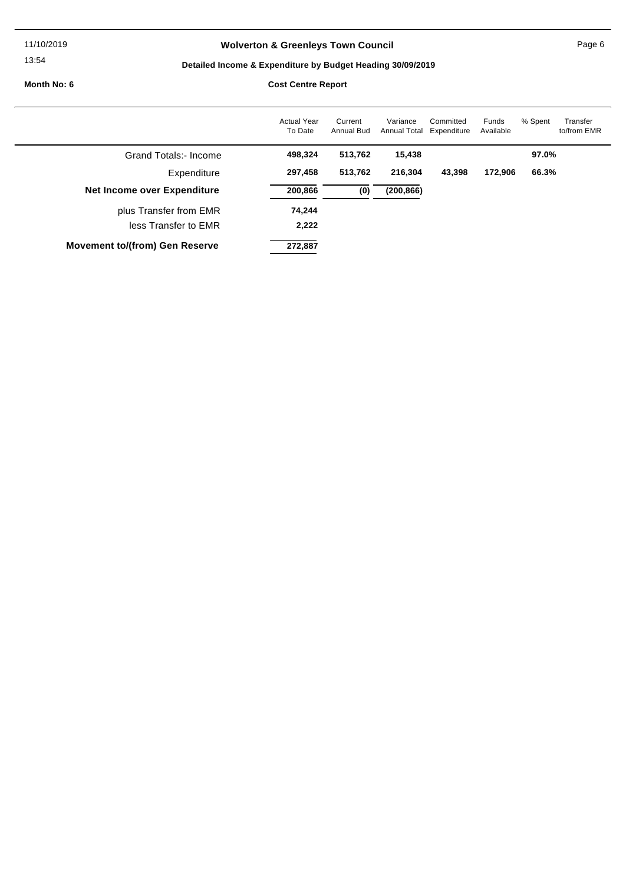**Wolverton & Greenleys Town Council**

**Detailed Income & Expenditure by Budget Heading 30/09/2019**

**Month No: 6** **Cost Centre Report**

| | Actual Year To Date | Current Annual Bud | Variance Annual Total | Committed Expenditure | Funds Available | % Spent | Transfer to/from EMR |
|---|---|---|---|---|---|---|---|
| Grand Totals:- Income | **498,324** | **513,762** | **15,438** | | | **97.0%** | |
| Expenditure | **297,458** | **513,762** | **216,304** | **43,398** | **172,906** | **66.3%** | |
| **Net Income over Expenditure** | **200,866** | **(0)** | **(200,866)** | | | | |
| plus Transfer from EMR | **74,244** | | | | | | |
| less Transfer to EMR | **2,222** | | | | | | |
| **Movement to/(from) Gen Reserve** | **272,887** | | | | | | |